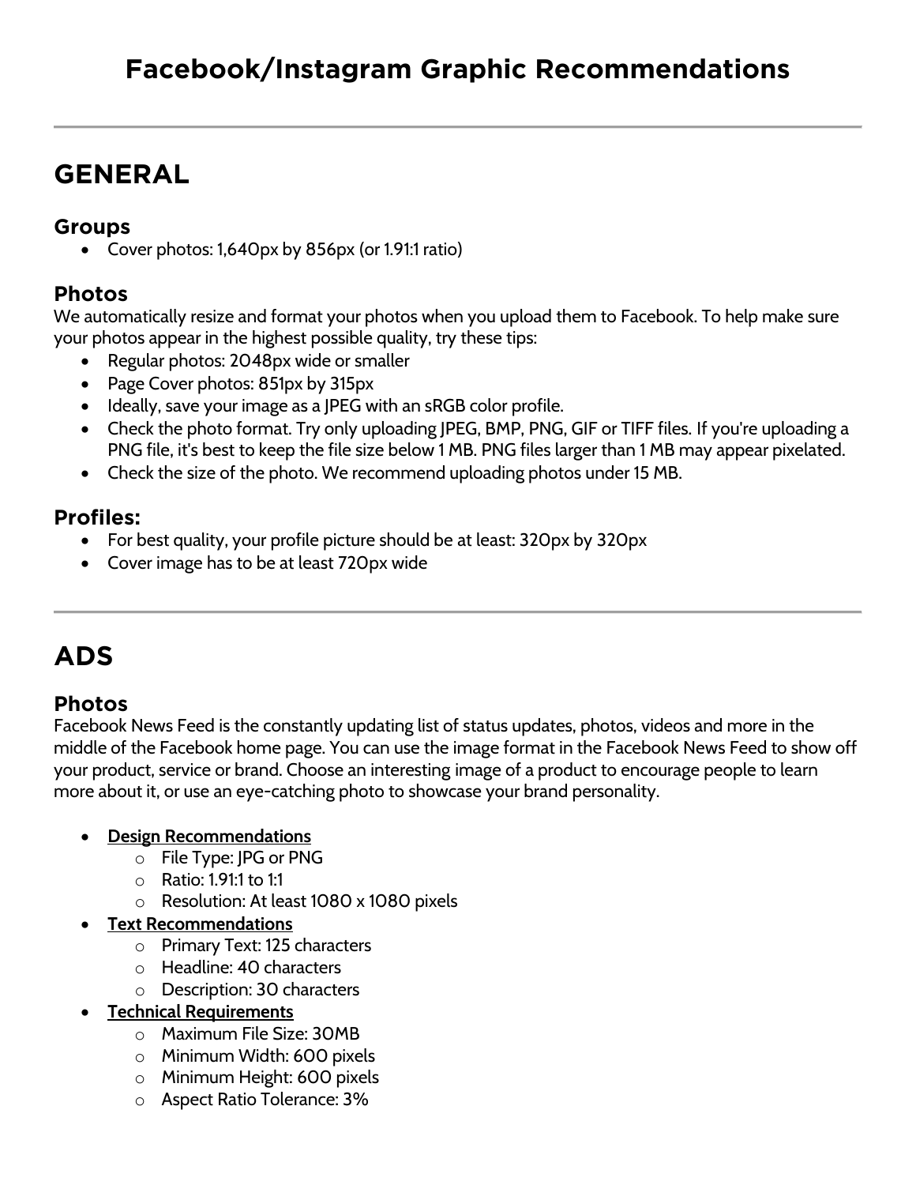# Facebook/Instagram Graphic Recommendations

---

## GENERAL

### Groups

- Cover photos: 1,640px by 856px (or 1.91:1 ratio)

### Photos

We automatically resize and format your photos when you upload them to Facebook. To help make sure your photos appear in the highest possible quality, try these tips:

- Regular photos: 2048px wide or smaller
- Page Cover photos: 851px by 315px
- Ideally, save your image as a JPEG with an sRGB color profile.
- Check the photo format. Try only uploading JPEG, BMP, PNG, GIF or TIFF files. If you're uploading a PNG file, it's best to keep the file size below 1 MB. PNG files larger than 1 MB may appear pixelated.
- Check the size of the photo. We recommend uploading photos under 15 MB.

### Profiles:

- For best quality, your profile picture should be at least: 320px by 320px
- Cover image has to be at least 720px wide

---

## ADS

### Photos

Facebook News Feed is the constantly updating list of status updates, photos, videos and more in the middle of the Facebook home page. You can use the image format in the Facebook News Feed to show off your product, service or brand. Choose an interesting image of a product to encourage people to learn more about it, or use an eye-catching photo to showcase your brand personality.

- **Design Recommendations**
  - File Type: JPG or PNG
  - Ratio: 1.91:1 to 1:1
  - Resolution: At least 1080 x 1080 pixels
- **Text Recommendations**
  - Primary Text: 125 characters
  - Headline: 40 characters
  - Description: 30 characters
- **Technical Requirements**
  - Maximum File Size: 30MB
  - Minimum Width: 600 pixels
  - Minimum Height: 600 pixels
  - Aspect Ratio Tolerance: 3%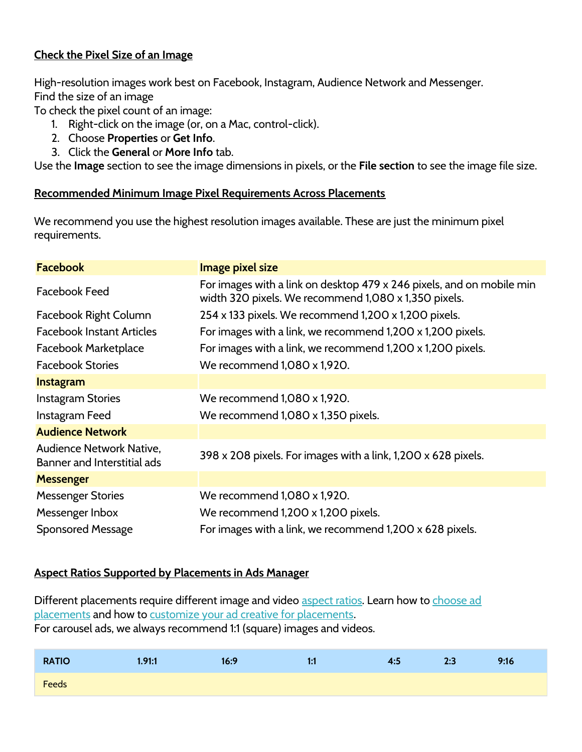**Check the Pixel Size of an Image**

High-resolution images work best on Facebook, Instagram, Audience Network and Messenger.
Find the size of an image
To check the pixel count of an image:

1. Right-click on the image (or, on a Mac, control-click).
2. Choose **Properties** or **Get Info**.
3. Click the **General** or **More Info** tab.

Use the **Image** section to see the image dimensions in pixels, or the **File section** to see the image file size.

**Recommended Minimum Image Pixel Requirements Across Placements**

We recommend you use the highest resolution images available. These are just the minimum pixel requirements.

| **Facebook** | **Image pixel size** |
|---|---|
| Facebook Feed | For images with a link on desktop 479 x 246 pixels, and on mobile min width 320 pixels. We recommend 1,080 x 1,350 pixels. |
| Facebook Right Column | 254 x 133 pixels. We recommend 1,200 x 1,200 pixels. |
| Facebook Instant Articles | For images with a link, we recommend 1,200 x 1,200 pixels. |
| Facebook Marketplace | For images with a link, we recommend 1,200 x 1,200 pixels. |
| Facebook Stories | We recommend 1,080 x 1,920. |
| **Instagram** | |
| Instagram Stories | We recommend 1,080 x 1,920. |
| Instagram Feed | We recommend 1,080 x 1,350 pixels. |
| **Audience Network** | |
| Audience Network Native, Banner and Interstitial ads | 398 x 208 pixels. For images with a link, 1,200 x 628 pixels. |
| **Messenger** | |
| Messenger Stories | We recommend 1,080 x 1,920. |
| Messenger Inbox | We recommend 1,200 x 1,200 pixels. |
| Sponsored Message | For images with a link, we recommend 1,200 x 628 pixels. |

**Aspect Ratios Supported by Placements in Ads Manager**

Different placements require different image and video aspect ratios. Learn how to choose ad placements and how to customize your ad creative for placements.
For carousel ads, we always recommend 1:1 (square) images and videos.

| RATIO | 1.91:1 | 16:9 | 1:1 | 4:5 | 2:3 | 9:16 |
|---|---|---|---|---|---|---|
| Feeds | | | | | | |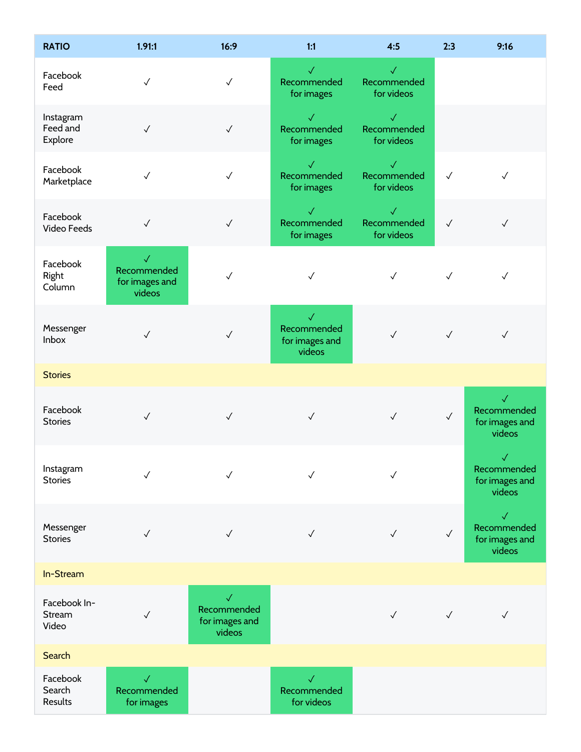| RATIO | 1.91:1 | 16:9 | 1:1 | 4:5 | 2:3 | 9:16 |
|---|---|---|---|---|---|---|
| Facebook Feed | ✓ | ✓ | ✓ Recommended for images | ✓ Recommended for videos | | |
| Instagram Feed and Explore | ✓ | ✓ | ✓ Recommended for images | ✓ Recommended for videos | | |
| Facebook Marketplace | ✓ | ✓ | ✓ Recommended for images | ✓ Recommended for videos | ✓ | ✓ |
| Facebook Video Feeds | ✓ | ✓ | ✓ Recommended for images | ✓ Recommended for videos | ✓ | ✓ |
| Facebook Right Column | ✓ Recommended for images and videos | ✓ | ✓ | ✓ | ✓ | ✓ |
| Messenger Inbox | ✓ | ✓ | ✓ Recommended for images and videos | ✓ | ✓ | ✓ |
| Stories | | | | | | |
| Facebook Stories | ✓ | ✓ | ✓ | ✓ | ✓ | ✓ Recommended for images and videos |
| Instagram Stories | ✓ | ✓ | ✓ | ✓ | | ✓ Recommended for images and videos |
| Messenger Stories | ✓ | ✓ | ✓ | ✓ | ✓ | ✓ Recommended for images and videos |
| In-Stream | | | | | | |
| Facebook In-Stream Video | ✓ | ✓ Recommended for images and videos | | ✓ | ✓ | ✓ |
| Search | | | | | | |
| Facebook Search Results | ✓ Recommended for images | | ✓ Recommended for videos | | | |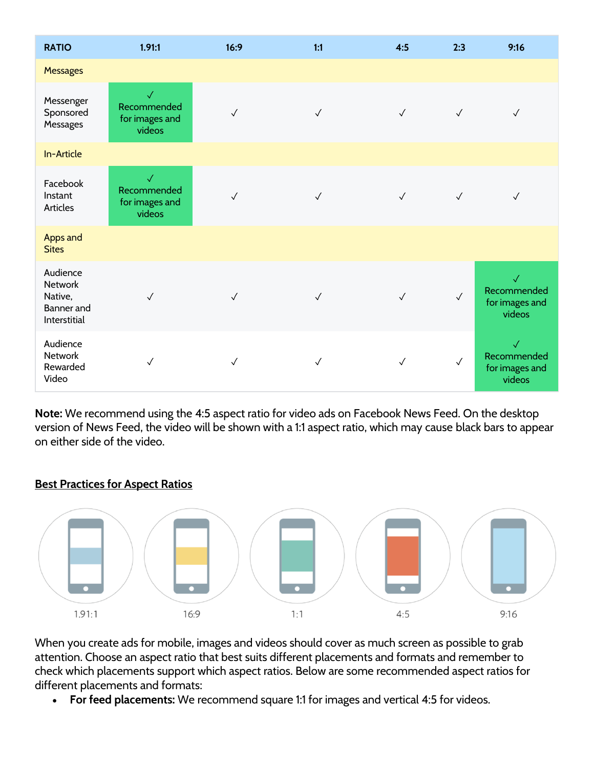| RATIO | 1.91:1 | 16:9 | 1:1 | 4:5 | 2:3 | 9:16 |
|---|---|---|---|---|---|---|
| Messages | | | | | | |
| Messenger Sponsored Messages | ✓ Recommended for images and videos | ✓ | ✓ | ✓ | ✓ | ✓ |
| In-Article | | | | | | |
| Facebook Instant Articles | ✓ Recommended for images and videos | ✓ | ✓ | ✓ | ✓ | ✓ |
| Apps and Sites | | | | | | |
| Audience Network Native, Banner and Interstitial | ✓ | ✓ | ✓ | ✓ | ✓ | ✓ Recommended for images and videos |
| Audience Network Rewarded Video | ✓ | ✓ | ✓ | ✓ | ✓ | ✓ Recommended for images and videos |

**Note:** We recommend using the 4:5 aspect ratio for video ads on Facebook News Feed. On the desktop version of News Feed, the video will be shown with a 1:1 aspect ratio, which may cause black bars to appear on either side of the video.

## Best Practices for Aspect Ratios

1.91:1

16:9

1:1

4:5

9:16

When you create ads for mobile, images and videos should cover as much screen as possible to grab attention. Choose an aspect ratio that best suits different placements and formats and remember to check which placements support which aspect ratios. Below are some recommended aspect ratios for different placements and formats:

- **For feed placements:** We recommend square 1:1 for images and vertical 4:5 for videos.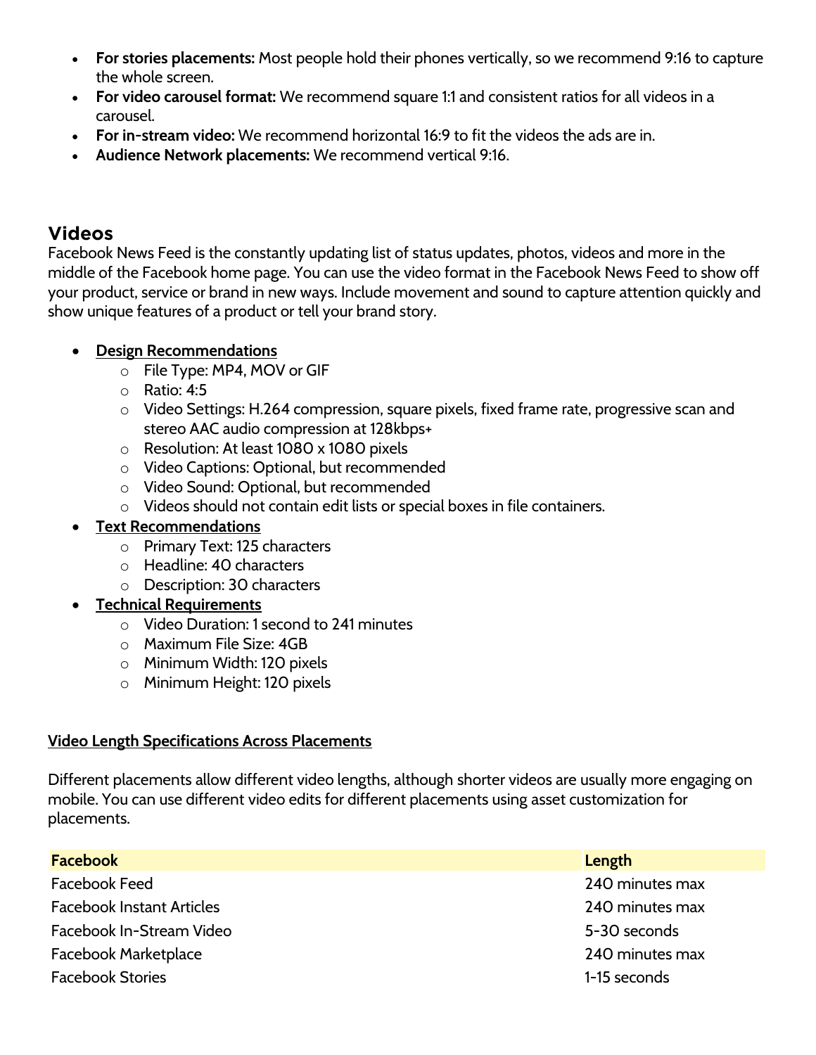- **For stories placements:** Most people hold their phones vertically, so we recommend 9:16 to capture the whole screen.
- **For video carousel format:** We recommend square 1:1 and consistent ratios for all videos in a carousel.
- **For in-stream video:** We recommend horizontal 16:9 to fit the videos the ads are in.
- **Audience Network placements:** We recommend vertical 9:16.

## Videos

Facebook News Feed is the constantly updating list of status updates, photos, videos and more in the middle of the Facebook home page. You can use the video format in the Facebook News Feed to show off your product, service or brand in new ways. Include movement and sound to capture attention quickly and show unique features of a product or tell your brand story.

- **Design Recommendations**
  - File Type: MP4, MOV or GIF
  - Ratio: 4:5
  - Video Settings: H.264 compression, square pixels, fixed frame rate, progressive scan and stereo AAC audio compression at 128kbps+
  - Resolution: At least 1080 x 1080 pixels
  - Video Captions: Optional, but recommended
  - Video Sound: Optional, but recommended
  - Videos should not contain edit lists or special boxes in file containers.
- **Text Recommendations**
  - Primary Text: 125 characters
  - Headline: 40 characters
  - Description: 30 characters
- **Technical Requirements**
  - Video Duration: 1 second to 241 minutes
  - Maximum File Size: 4GB
  - Minimum Width: 120 pixels
  - Minimum Height: 120 pixels

**Video Length Specifications Across Placements**

Different placements allow different video lengths, although shorter videos are usually more engaging on mobile. You can use different video edits for different placements using asset customization for placements.

| Facebook | Length |
|---|---|
| Facebook Feed | 240 minutes max |
| Facebook Instant Articles | 240 minutes max |
| Facebook In-Stream Video | 5-30 seconds |
| Facebook Marketplace | 240 minutes max |
| Facebook Stories | 1-15 seconds |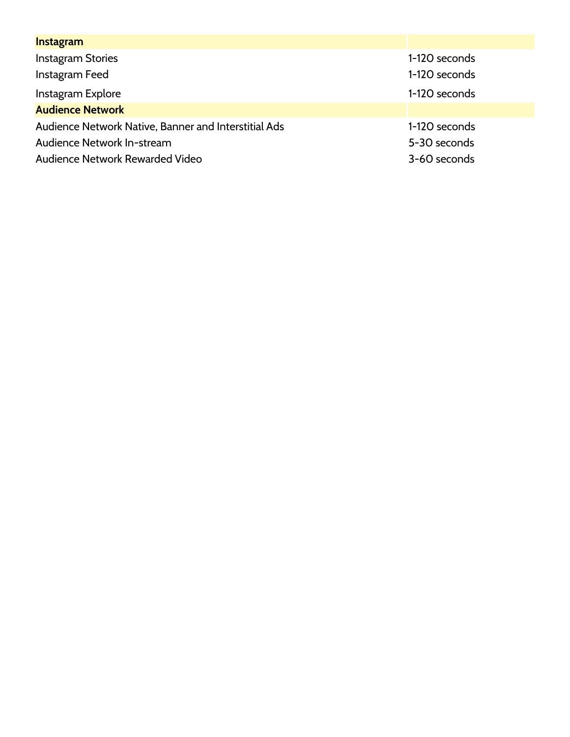| | |
|---|---|
| **Instagram** | |
| Instagram Stories | 1-120 seconds |
| Instagram Feed | 1-120 seconds |
| Instagram Explore | 1-120 seconds |
| **Audience Network** | |
| Audience Network Native, Banner and Interstitial Ads | 1-120 seconds |
| Audience Network In-stream | 5-30 seconds |
| Audience Network Rewarded Video | 3-60 seconds |